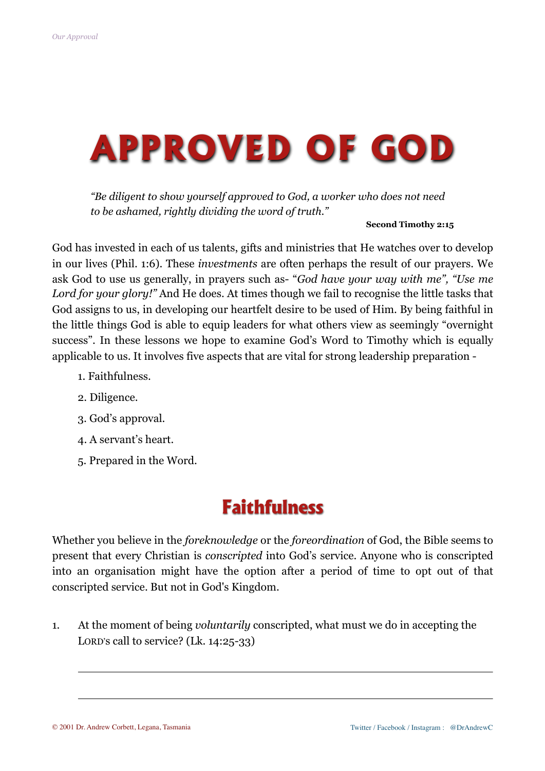# APPROVED OF GOD

> *"Be diligent to show yourself approved to God, a worker who does not need to be ashamed, rightly dividing the word of truth."*
>
> **Second Timothy 2:15**

God has invested in each of us talents, gifts and ministries that He watches over to develop in our lives (Phil. 1:6). These *investments* are often perhaps the result of our prayers. We ask God to use us generally, in prayers such as- "*God have your way with me", "Use me Lord for your glory!"* And He does. At times though we fail to recognise the little tasks that God assigns to us, in developing our heartfelt desire to be used of Him. By being faithful in the little things God is able to equip leaders for what others view as seemingly "overnight success". In these lessons we hope to examine God's Word to Timothy which is equally applicable to us. It involves five aspects that are vital for strong leadership preparation -

1. Faithfulness.
2. Diligence.
3. God's approval.
4. A servant's heart.
5. Prepared in the Word.

## Faithfulness

Whether you believe in the *foreknowledge* or the *foreordination* of God, the Bible seems to present that every Christian is *conscripted* into God's service. Anyone who is conscripted into an organisation might have the option after a period of time to opt out of that conscripted service. But not in God's Kingdom.

1. At the moment of being *voluntarily* conscripted, what must we do in accepting the LORD'S call to service? (Lk. 14:25-33)

   \_\_\_\_\_\_\_\_\_\_\_\_\_\_\_\_\_\_\_\_\_\_\_\_\_\_\_\_\_\_\_\_\_\_\_\_\_\_\_\_\_\_\_\_\_\_\_\_\_\_\_\_\_\_\_\_\_\_\_\_

   \_\_\_\_\_\_\_\_\_\_\_\_\_\_\_\_\_\_\_\_\_\_\_\_\_\_\_\_\_\_\_\_\_\_\_\_\_\_\_\_\_\_\_\_\_\_\_\_\_\_\_\_\_\_\_\_\_\_\_\_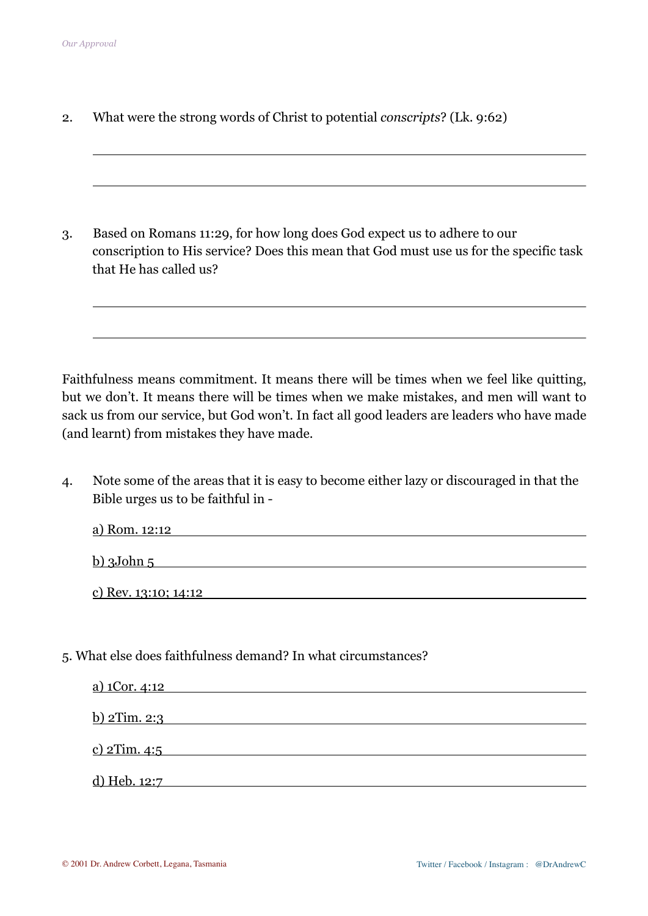2. What were the strong words of Christ to potential *conscripts*? (Lk. 9:62)

_______________________________________________

_______________________________________________

3. Based on Romans 11:29, for how long does God expect us to adhere to our conscription to His service? Does this mean that God must use us for the specific task that He has called us?

_______________________________________________

_______________________________________________

Faithfulness means commitment. It means there will be times when we feel like quitting, but we don't. It means there will be times when we make mistakes, and men will want to sack us from our service, but God won't. In fact all good leaders are leaders who have made (and learnt) from mistakes they have made.

4. Note some of the areas that it is easy to become either lazy or discouraged in that the Bible urges us to be faithful in -

   a) Rom. 12:12 _______________________________________________

   b) 3John 5 _______________________________________________

   c) Rev. 13:10; 14:12 _______________________________________________

5. What else does faithfulness demand? In what circumstances?

   a) 1Cor. 4:12 _______________________________________________

   b) 2Tim. 2:3 _______________________________________________

   c) 2Tim. 4:5 _______________________________________________

   d) Heb. 12:7 _______________________________________________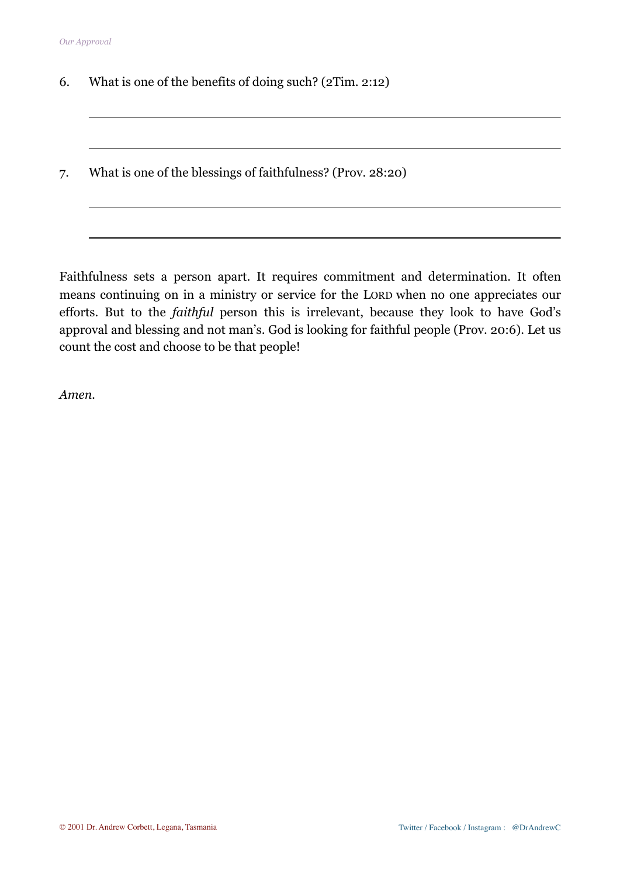6. What is one of the benefits of doing such? (2Tim. 2:12)

\_\_\_\_\_\_\_\_\_\_\_\_\_\_\_\_\_\_\_\_\_\_\_\_\_\_\_\_\_\_\_\_\_\_\_\_\_\_\_\_\_\_\_\_\_\_\_\_\_\_\_\_\_\_\_\_

\_\_\_\_\_\_\_\_\_\_\_\_\_\_\_\_\_\_\_\_\_\_\_\_\_\_\_\_\_\_\_\_\_\_\_\_\_\_\_\_\_\_\_\_\_\_\_\_\_\_\_\_\_\_\_\_

7. What is one of the blessings of faithfulness? (Prov. 28:20)

\_\_\_\_\_\_\_\_\_\_\_\_\_\_\_\_\_\_\_\_\_\_\_\_\_\_\_\_\_\_\_\_\_\_\_\_\_\_\_\_\_\_\_\_\_\_\_\_\_\_\_\_\_\_\_\_

\_\_\_\_\_\_\_\_\_\_\_\_\_\_\_\_\_\_\_\_\_\_\_\_\_\_\_\_\_\_\_\_\_\_\_\_\_\_\_\_\_\_\_\_\_\_\_\_\_\_\_\_\_\_\_\_

Faithfulness sets a person apart. It requires commitment and determination. It often means continuing on in a ministry or service for the LORD when no one appreciates our efforts. But to the *faithful* person this is irrelevant, because they look to have God's approval and blessing and not man's. God is looking for faithful people (Prov. 20:6). Let us count the cost and choose to be that people!

*Amen.*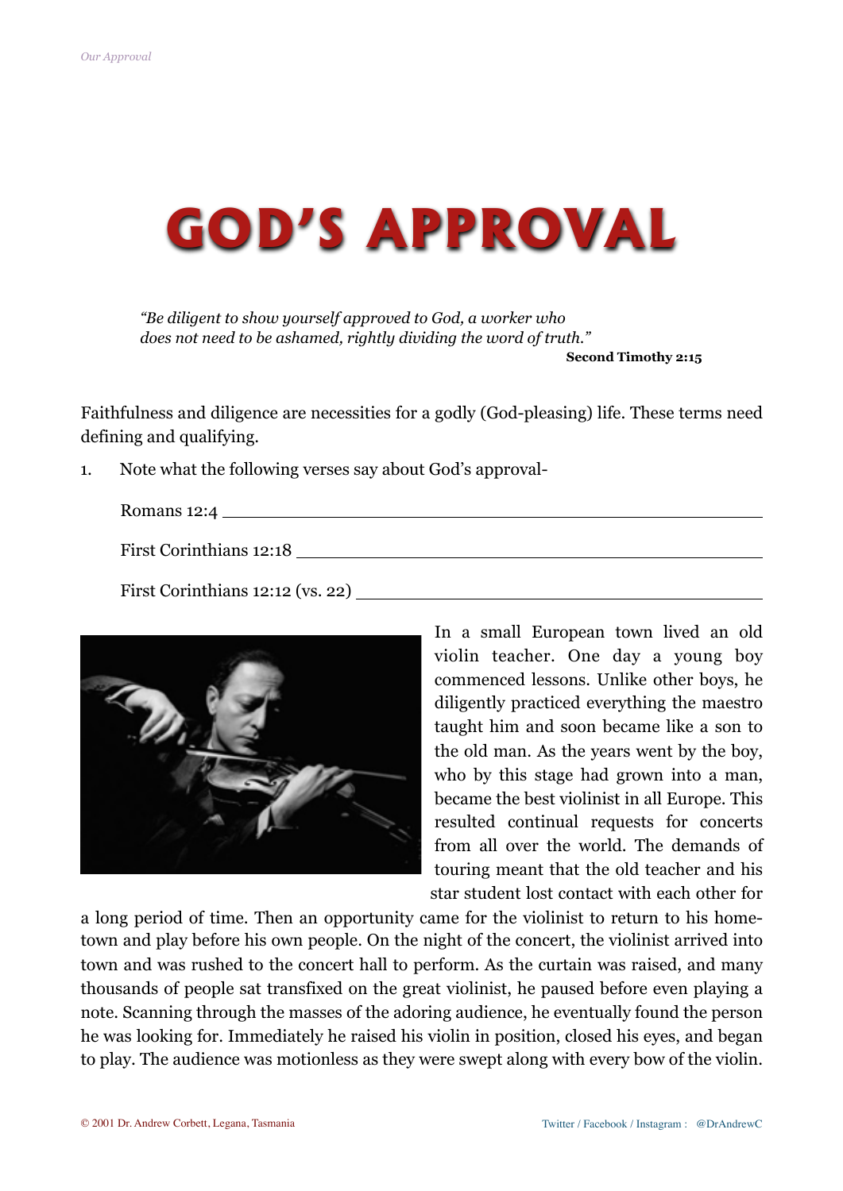# GOD'S APPROVAL

> *"Be diligent to show yourself approved to God, a worker who does not need to be ashamed, rightly dividing the word of truth."*
>
> **Second Timothy 2:15**

Faithfulness and diligence are necessities for a godly (God-pleasing) life. These terms need defining and qualifying.

1. Note what the following verses say about God's approval-

   Romans 12:4 ______________________________________________

   First Corinthians 12:18 ______________________________________

   First Corinthians 12:12 (vs. 22) _______________________________

In a small European town lived an old violin teacher. One day a young boy commenced lessons. Unlike other boys, he diligently practiced everything the maestro taught him and soon became like a son to the old man. As the years went by the boy, who by this stage had grown into a man, became the best violinist in all Europe. This resulted continual requests for concerts from all over the world. The demands of touring meant that the old teacher and his star student lost contact with each other for a long period of time. Then an opportunity came for the violinist to return to his home-town and play before his own people. On the night of the concert, the violinist arrived into town and was rushed to the concert hall to perform. As the curtain was raised, and many thousands of people sat transfixed on the great violinist, he paused before even playing a note. Scanning through the masses of the adoring audience, he eventually found the person he was looking for. Immediately he raised his violin in position, closed his eyes, and began to play. The audience was motionless as they were swept along with every bow of the violin.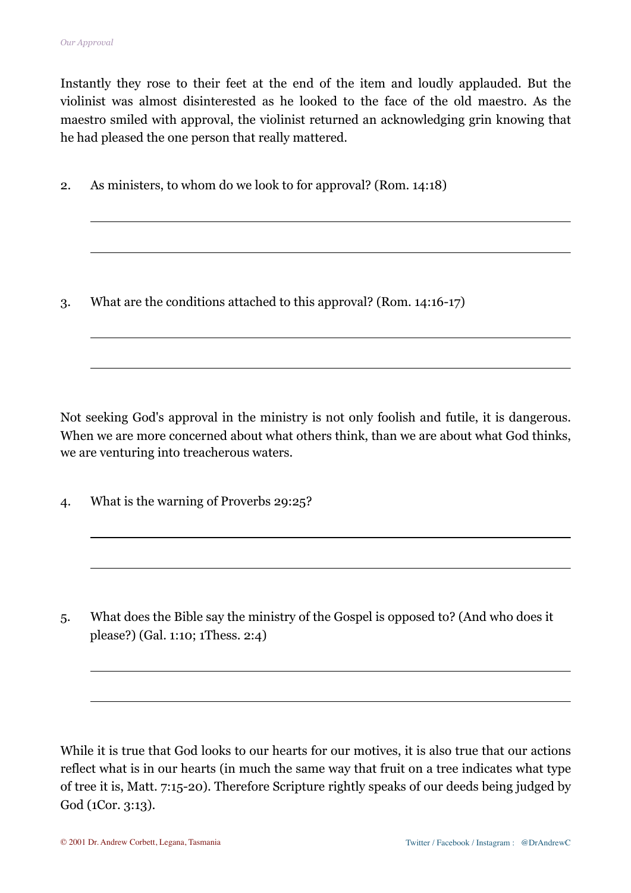Instantly they rose to their feet at the end of the item and loudly applauded. But the violinist was almost disinterested as he looked to the face of the old maestro. As the maestro smiled with approval, the violinist returned an acknowledging grin knowing that he had pleased the one person that really mattered.

2. As ministers, to whom do we look to for approval? (Rom. 14:18)

\_\_\_\_\_\_\_\_\_\_\_\_\_\_\_\_\_\_\_\_\_\_\_\_\_\_\_\_\_\_\_\_\_\_\_\_\_\_\_\_\_\_\_\_

\_\_\_\_\_\_\_\_\_\_\_\_\_\_\_\_\_\_\_\_\_\_\_\_\_\_\_\_\_\_\_\_\_\_\_\_\_\_\_\_\_\_\_\_

3. What are the conditions attached to this approval? (Rom. 14:16-17)

\_\_\_\_\_\_\_\_\_\_\_\_\_\_\_\_\_\_\_\_\_\_\_\_\_\_\_\_\_\_\_\_\_\_\_\_\_\_\_\_\_\_\_\_

\_\_\_\_\_\_\_\_\_\_\_\_\_\_\_\_\_\_\_\_\_\_\_\_\_\_\_\_\_\_\_\_\_\_\_\_\_\_\_\_\_\_\_\_

Not seeking God's approval in the ministry is not only foolish and futile, it is dangerous. When we are more concerned about what others think, than we are about what God thinks, we are venturing into treacherous waters.

4. What is the warning of Proverbs 29:25?

\_\_\_\_\_\_\_\_\_\_\_\_\_\_\_\_\_\_\_\_\_\_\_\_\_\_\_\_\_\_\_\_\_\_\_\_\_\_\_\_\_\_\_\_

\_\_\_\_\_\_\_\_\_\_\_\_\_\_\_\_\_\_\_\_\_\_\_\_\_\_\_\_\_\_\_\_\_\_\_\_\_\_\_\_\_\_\_\_

5. What does the Bible say the ministry of the Gospel is opposed to? (And who does it please?) (Gal. 1:10; 1Thess. 2:4)

\_\_\_\_\_\_\_\_\_\_\_\_\_\_\_\_\_\_\_\_\_\_\_\_\_\_\_\_\_\_\_\_\_\_\_\_\_\_\_\_\_\_\_\_

\_\_\_\_\_\_\_\_\_\_\_\_\_\_\_\_\_\_\_\_\_\_\_\_\_\_\_\_\_\_\_\_\_\_\_\_\_\_\_\_\_\_\_\_

While it is true that God looks to our hearts for our motives, it is also true that our actions reflect what is in our hearts (in much the same way that fruit on a tree indicates what type of tree it is, Matt. 7:15-20). Therefore Scripture rightly speaks of our deeds being judged by God (1Cor. 3:13).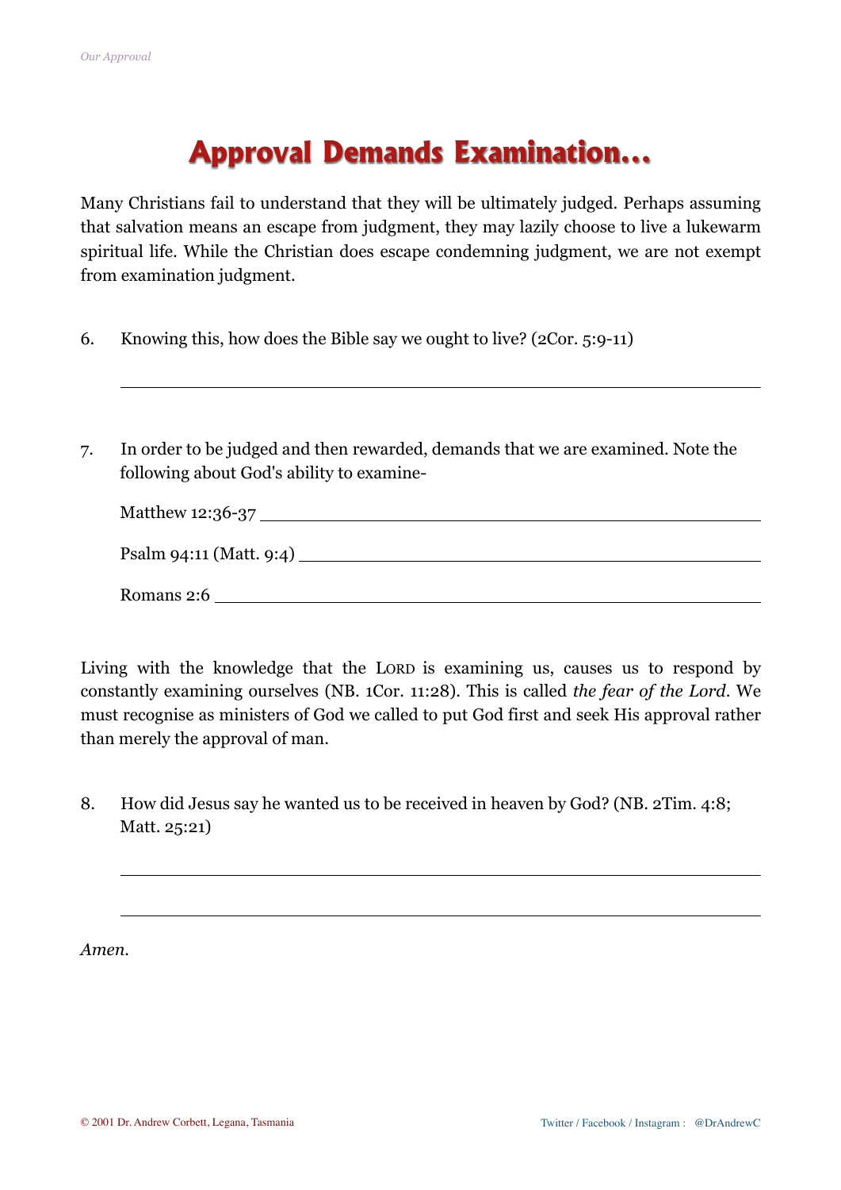# Approval Demands Examination...

Many Christians fail to understand that they will be ultimately judged. Perhaps assuming that salvation means an escape from judgment, they may lazily choose to live a lukewarm spiritual life. While the Christian does escape condemning judgment, we are not exempt from examination judgment.

6. Knowing this, how does the Bible say we ought to live? (2Cor. 5:9-11)

\_\_\_\_\_\_\_\_\_\_\_\_\_\_\_\_\_\_\_\_\_\_\_\_\_\_\_\_\_\_\_\_\_\_\_\_\_\_\_\_\_\_\_\_\_\_\_\_\_\_\_\_\_\_\_\_

7. In order to be judged and then rewarded, demands that we are examined. Note the following about God's ability to examine-

   Matthew 12:36-37 \_\_\_\_\_\_\_\_\_\_\_\_\_\_\_\_\_\_\_\_\_\_\_\_\_\_\_\_\_\_\_\_\_\_\_\_\_\_\_\_\_\_\_\_

   Psalm 94:11 (Matt. 9:4) \_\_\_\_\_\_\_\_\_\_\_\_\_\_\_\_\_\_\_\_\_\_\_\_\_\_\_\_\_\_\_\_\_\_\_\_\_\_\_\_

   Romans 2:6 \_\_\_\_\_\_\_\_\_\_\_\_\_\_\_\_\_\_\_\_\_\_\_\_\_\_\_\_\_\_\_\_\_\_\_\_\_\_\_\_\_\_\_\_\_\_\_\_\_

Living with the knowledge that the LORD is examining us, causes us to respond by constantly examining ourselves (NB. 1Cor. 11:28). This is called *the fear of the Lord*. We must recognise as ministers of God we called to put God first and seek His approval rather than merely the approval of man.

8. How did Jesus say he wanted us to be received in heaven by God? (NB. 2Tim. 4:8; Matt. 25:21)

\_\_\_\_\_\_\_\_\_\_\_\_\_\_\_\_\_\_\_\_\_\_\_\_\_\_\_\_\_\_\_\_\_\_\_\_\_\_\_\_\_\_\_\_\_\_\_\_\_\_\_\_\_\_\_\_

\_\_\_\_\_\_\_\_\_\_\_\_\_\_\_\_\_\_\_\_\_\_\_\_\_\_\_\_\_\_\_\_\_\_\_\_\_\_\_\_\_\_\_\_\_\_\_\_\_\_\_\_\_\_\_\_

*Amen.*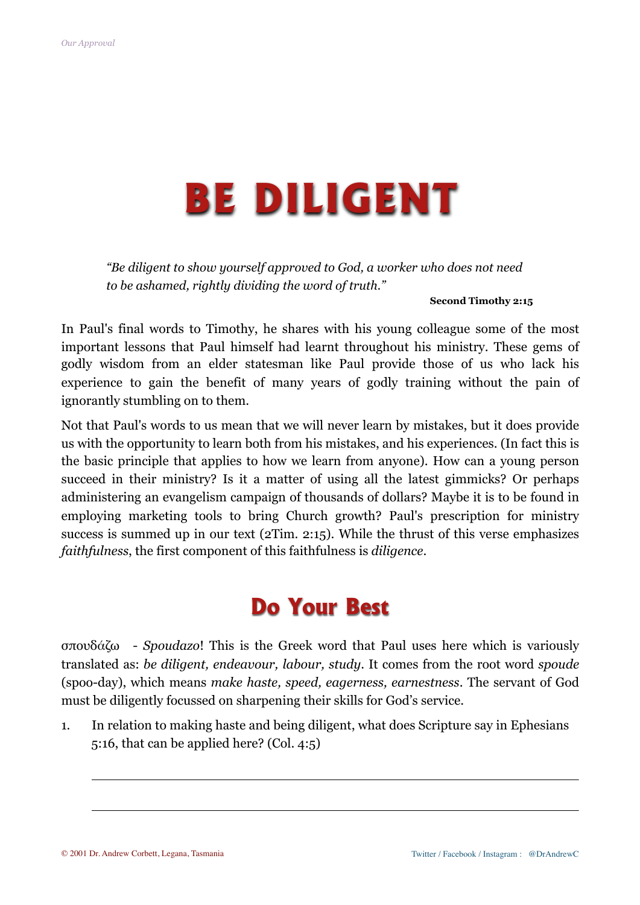# BE DILIGENT

> *"Be diligent to show yourself approved to God, a worker who does not need to be ashamed, rightly dividing the word of truth."*
>
> **Second Timothy 2:15**

In Paul's final words to Timothy, he shares with his young colleague some of the most important lessons that Paul himself had learnt throughout his ministry. These gems of godly wisdom from an elder statesman like Paul provide those of us who lack his experience to gain the benefit of many years of godly training without the pain of ignorantly stumbling on to them.

Not that Paul's words to us mean that we will never learn by mistakes, but it does provide us with the opportunity to learn both from his mistakes, and his experiences. (In fact this is the basic principle that applies to how we learn from anyone). How can a young person succeed in their ministry? Is it a matter of using all the latest gimmicks? Or perhaps administering an evangelism campaign of thousands of dollars? Maybe it is to be found in employing marketing tools to bring Church growth? Paul's prescription for ministry success is summed up in our text (2Tim. 2:15). While the thrust of this verse emphasizes *faithfulness*, the first component of this faithfulness is *diligence*.

## Do Your Best

σπουδάζω - *Spoudazo*! This is the Greek word that Paul uses here which is variously translated as: *be diligent, endeavour, labour, study*. It comes from the root word *spoude* (spoo-day), which means *make haste, speed, eagerness, earnestness*. The servant of God must be diligently focussed on sharpening their skills for God's service.

1. In relation to making haste and being diligent, what does Scripture say in Ephesians 5:16, that can be applied here? (Col. 4:5)

   ---

   ---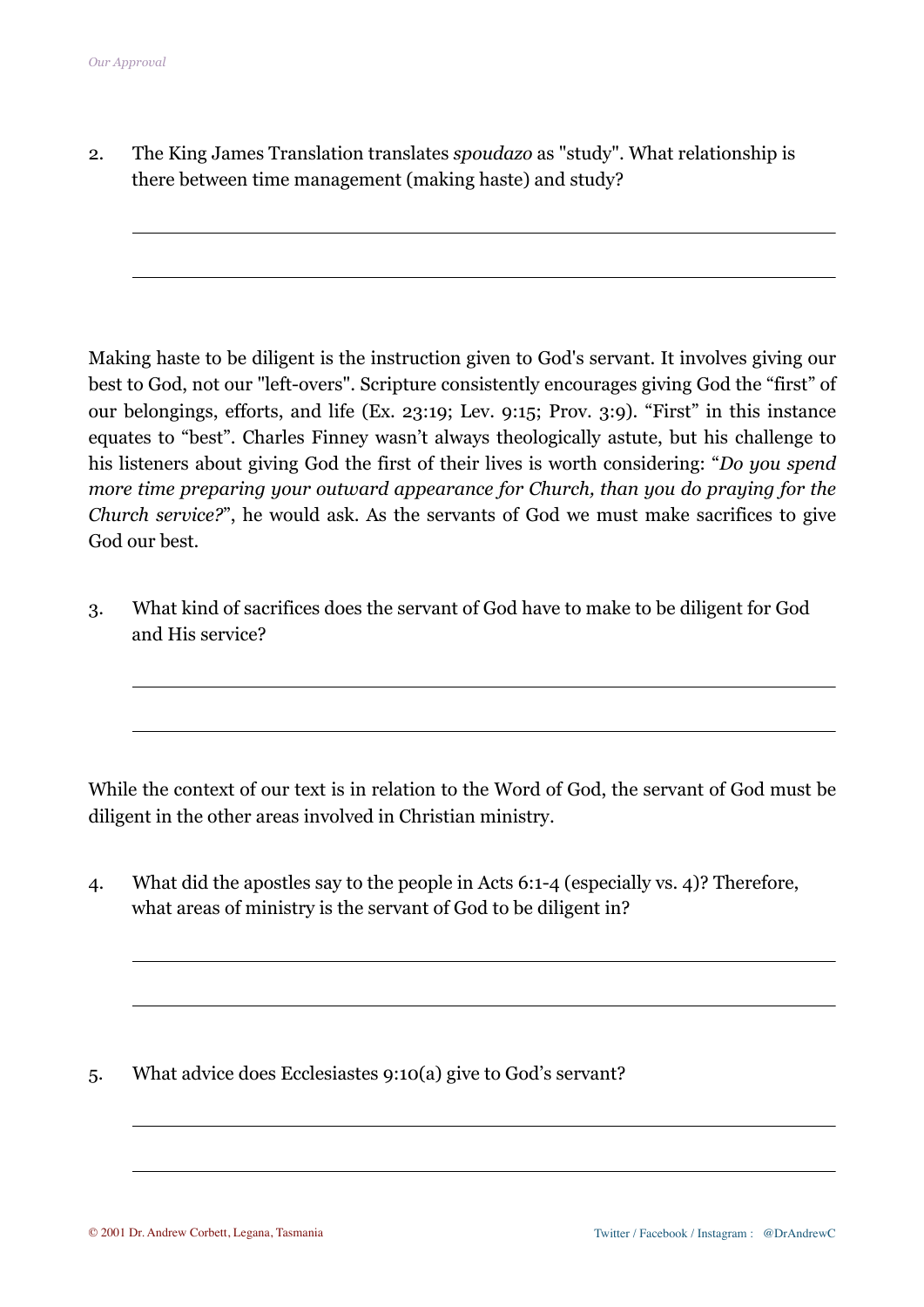2. The King James Translation translates *spoudazo* as "study". What relationship is there between time management (making haste) and study?

______________________________________________________________________

______________________________________________________________________

Making haste to be diligent is the instruction given to God's servant. It involves giving our best to God, not our "left-overs". Scripture consistently encourages giving God the "first" of our belongings, efforts, and life (Ex. 23:19; Lev. 9:15; Prov. 3:9). "First" in this instance equates to "best". Charles Finney wasn't always theologically astute, but his challenge to his listeners about giving God the first of their lives is worth considering: "*Do you spend more time preparing your outward appearance for Church, than you do praying for the Church service?*", he would ask. As the servants of God we must make sacrifices to give God our best.

3. What kind of sacrifices does the servant of God have to make to be diligent for God and His service?

______________________________________________________________________

______________________________________________________________________

While the context of our text is in relation to the Word of God, the servant of God must be diligent in the other areas involved in Christian ministry.

4. What did the apostles say to the people in Acts 6:1-4 (especially vs. 4)? Therefore, what areas of ministry is the servant of God to be diligent in?

______________________________________________________________________

______________________________________________________________________

5. What advice does Ecclesiastes 9:10(a) give to God's servant?

______________________________________________________________________

______________________________________________________________________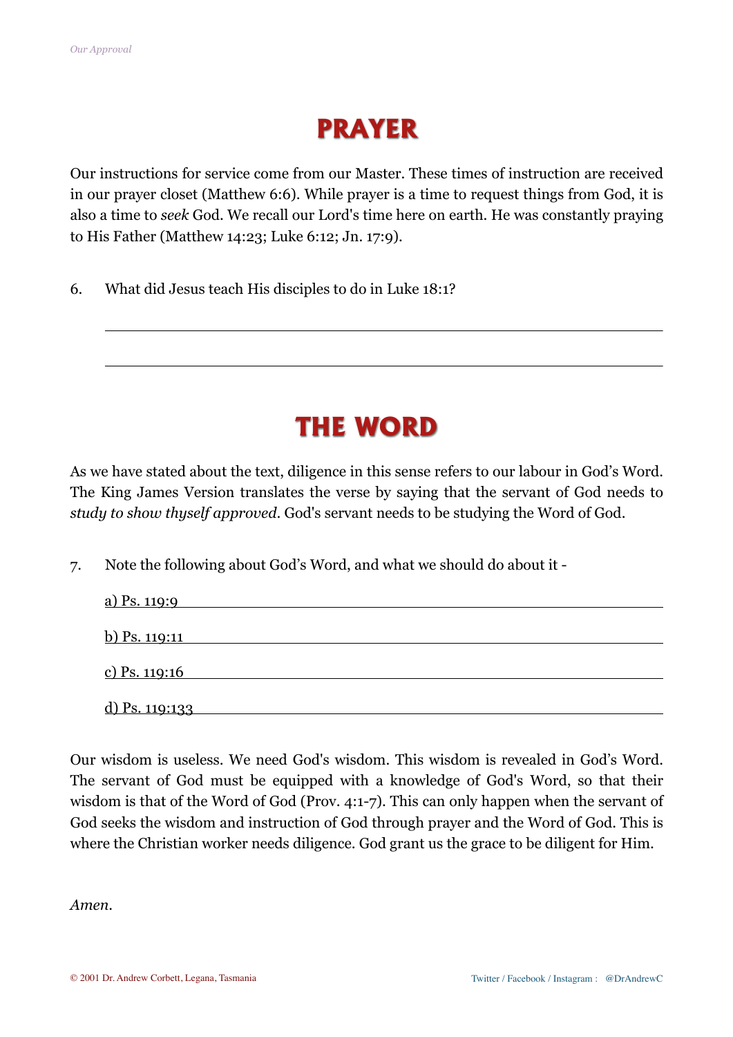# PRAYER

Our instructions for service come from our Master. These times of instruction are received in our prayer closet (Matthew 6:6). While prayer is a time to request things from God, it is also a time to *seek* God. We recall our Lord's time here on earth. He was constantly praying to His Father (Matthew 14:23; Luke 6:12; Jn. 17:9).

6. What did Jesus teach His disciples to do in Luke 18:1?

______________________________________________

______________________________________________

# THE WORD

As we have stated about the text, diligence in this sense refers to our labour in God's Word. The King James Version translates the verse by saying that the servant of God needs to *study to show thyself approved*. God's servant needs to be studying the Word of God.

7. Note the following about God's Word, and what we should do about it -

   a) Ps. 119:9 ______________________________________

   b) Ps. 119:11 ______________________________________

   c) Ps. 119:16 ______________________________________

   d) Ps. 119:133 ______________________________________

Our wisdom is useless. We need God's wisdom. This wisdom is revealed in God's Word. The servant of God must be equipped with a knowledge of God's Word, so that their wisdom is that of the Word of God (Prov. 4:1-7). This can only happen when the servant of God seeks the wisdom and instruction of God through prayer and the Word of God. This is where the Christian worker needs diligence. God grant us the grace to be diligent for Him.

*Amen.*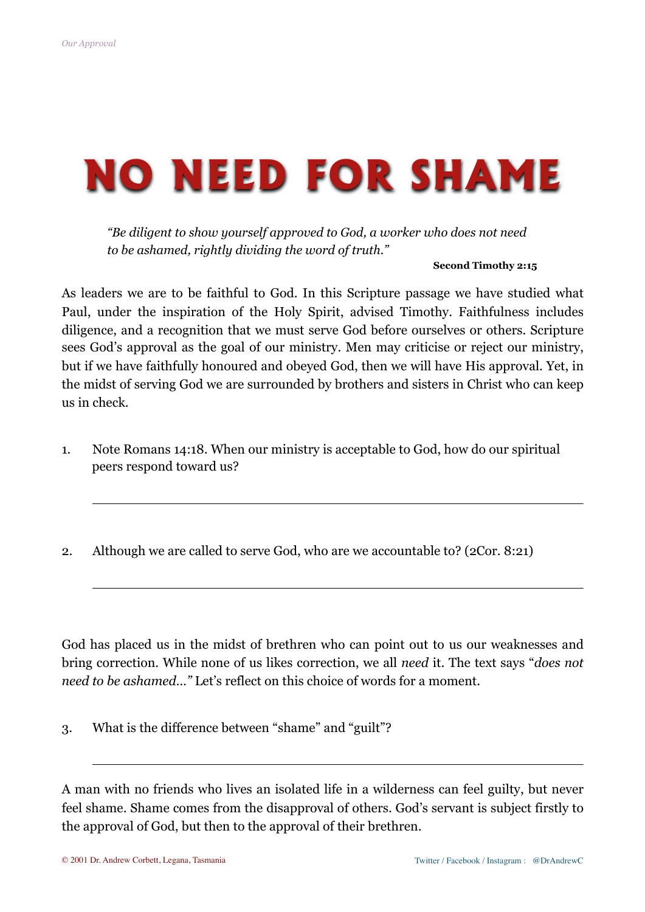# NO NEED FOR SHAME

> *"Be diligent to show yourself approved to God, a worker who does not need to be ashamed, rightly dividing the word of truth."*
>
> **Second Timothy 2:15**

As leaders we are to be faithful to God. In this Scripture passage we have studied what Paul, under the inspiration of the Holy Spirit, advised Timothy. Faithfulness includes diligence, and a recognition that we must serve God before ourselves or others. Scripture sees God's approval as the goal of our ministry. Men may criticise or reject our ministry, but if we have faithfully honoured and obeyed God, then we will have His approval. Yet, in the midst of serving God we are surrounded by brothers and sisters in Christ who can keep us in check.

1. Note Romans 14:18. When our ministry is acceptable to God, how do our spiritual peers respond toward us?

   ___________________________________________

2. Although we are called to serve God, who are we accountable to? (2Cor. 8:21)

   ___________________________________________

God has placed us in the midst of brethren who can point out to us our weaknesses and bring correction. While none of us likes correction, we all *need* it. The text says "*does not need to be ashamed...*" Let's reflect on this choice of words for a moment.

3. What is the difference between "shame" and "guilt"?

   ___________________________________________

A man with no friends who lives an isolated life in a wilderness can feel guilty, but never feel shame. Shame comes from the disapproval of others. God's servant is subject firstly to the approval of God, but then to the approval of their brethren.

© 2001 Dr. Andrew Corbett, Legana, Tasmania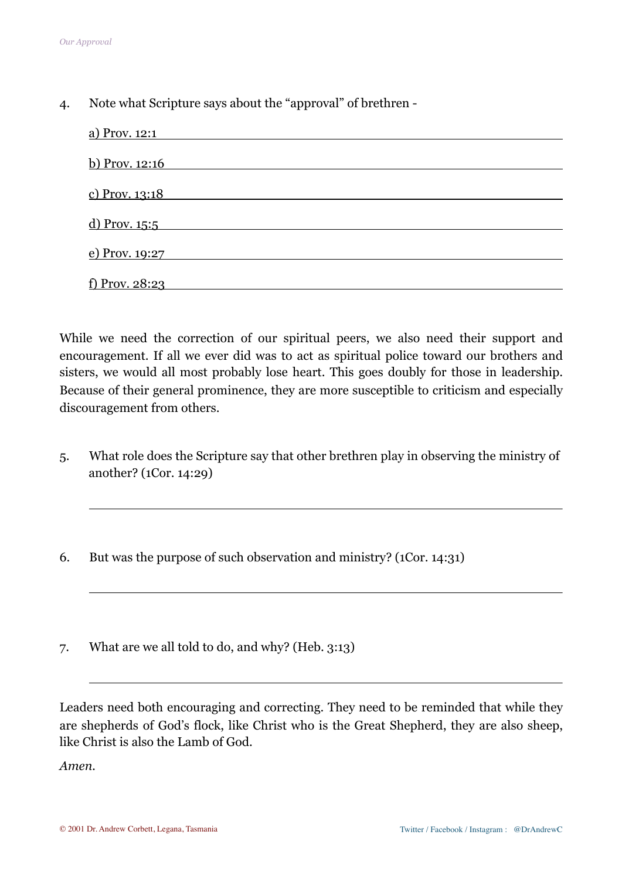4. Note what Scripture says about the "approval" of brethren -

   a) Prov. 12:1 ______________________________

   b) Prov. 12:16 ______________________________

   c) Prov. 13:18 ______________________________

   d) Prov. 15:5 ______________________________

   e) Prov. 19:27 ______________________________

   f) Prov. 28:23 ______________________________

While we need the correction of our spiritual peers, we also need their support and encouragement. If all we ever did was to act as spiritual police toward our brothers and sisters, we would all most probably lose heart. This goes doubly for those in leadership. Because of their general prominence, they are more susceptible to criticism and especially discouragement from others.

5. What role does the Scripture say that other brethren play in observing the ministry of another? (1Cor. 14:29)

   ______________________________

6. But was the purpose of such observation and ministry? (1Cor. 14:31)

   ______________________________

7. What are we all told to do, and why? (Heb. 3:13)

   ______________________________

Leaders need both encouraging and correcting. They need to be reminded that while they are shepherds of God's flock, like Christ who is the Great Shepherd, they are also sheep, like Christ is also the Lamb of God.

*Amen.*

© 2001 Dr. Andrew Corbett, Legana, Tasmania

Twitter / Facebook / Instagram : @DrAndrewC